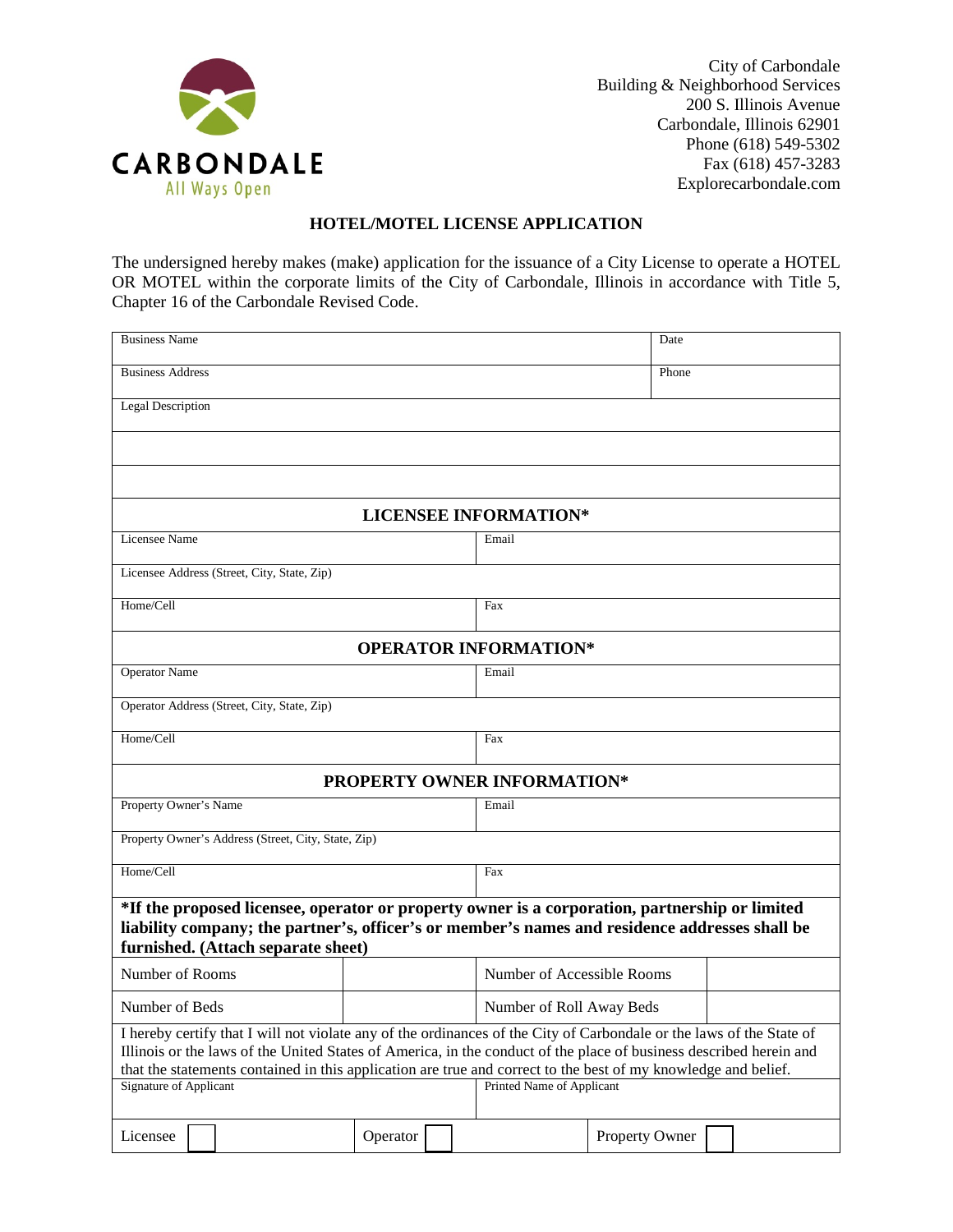CARBONDALE
All Ways Open

City of Carbondale
Building & Neighborhood Services
200 S. Illinois Avenue
Carbondale, Illinois 62901
Phone (618) 549-5302
Fax (618) 457-3283
Explorecarbondale.com

# HOTEL/MOTEL LICENSE APPLICATION

The undersigned hereby makes (make) application for the issuance of a City License to operate a HOTEL OR MOTEL within the corporate limits of the City of Carbondale, Illinois in accordance with Title 5, Chapter 16 of the Carbondale Revised Code.

| Business Name | Date |
|---|---|
| Business Address | Phone |
| Legal Description | |
| | |
| | |

| **LICENSEE INFORMATION*** | |
|---|---|
| Licensee Name | Email |
| Licensee Address (Street, City, State, Zip) | |
| Home/Cell | Fax |

| **OPERATOR INFORMATION*** | |
|---|---|
| Operator Name | Email |
| Operator Address (Street, City, State, Zip) | |
| Home/Cell | Fax |

| **PROPERTY OWNER INFORMATION*** | |
|---|---|
| Property Owner's Name | Email |
| Property Owner's Address (Street, City, State, Zip) | |
| Home/Cell | Fax |

**\*If the proposed licensee, operator or property owner is a corporation, partnership or limited liability company; the partner's, officer's or member's names and residence addresses shall be furnished. (Attach separate sheet)**

| Number of Rooms | | Number of Accessible Rooms | |
|---|---|---|---|
| Number of Beds | | Number of Roll Away Beds | |

I hereby certify that I will not violate any of the ordinances of the City of Carbondale or the laws of the State of Illinois or the laws of the United States of America, in the conduct of the place of business described herein and that the statements contained in this application are true and correct to the best of my knowledge and belief.

| Signature of Applicant | Printed Name of Applicant |
|---|---|
| | |

| Licensee ☐ | Operator ☐ | Property Owner ☐ |
|---|---|---|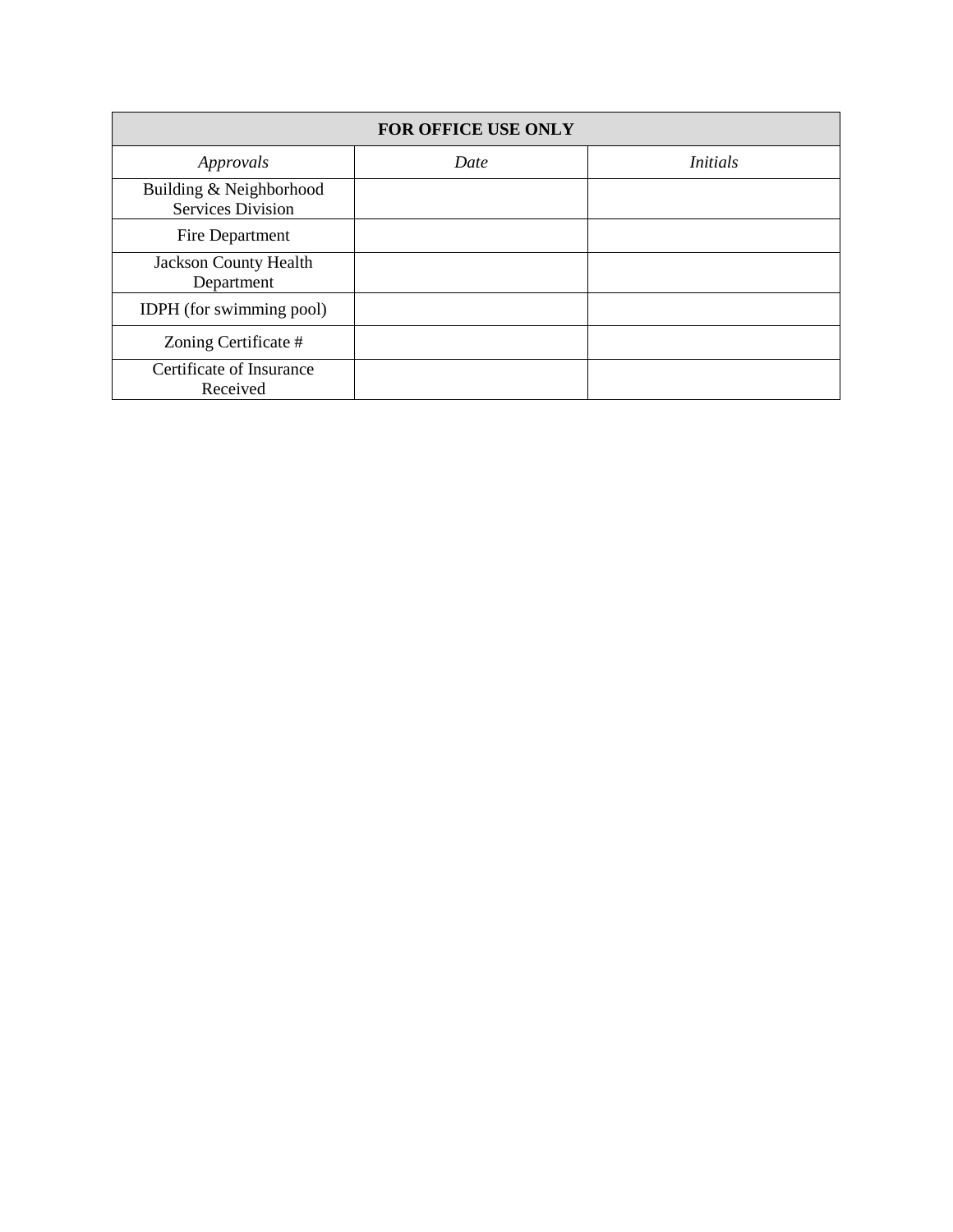| FOR OFFICE USE ONLY | | |
|---|---|---|
| *Approvals* | *Date* | *Initials* |
| Building & Neighborhood Services Division | | |
| Fire Department | | |
| Jackson County Health Department | | |
| IDPH (for swimming pool) | | |
| Zoning Certificate # | | |
| Certificate of Insurance Received | | |